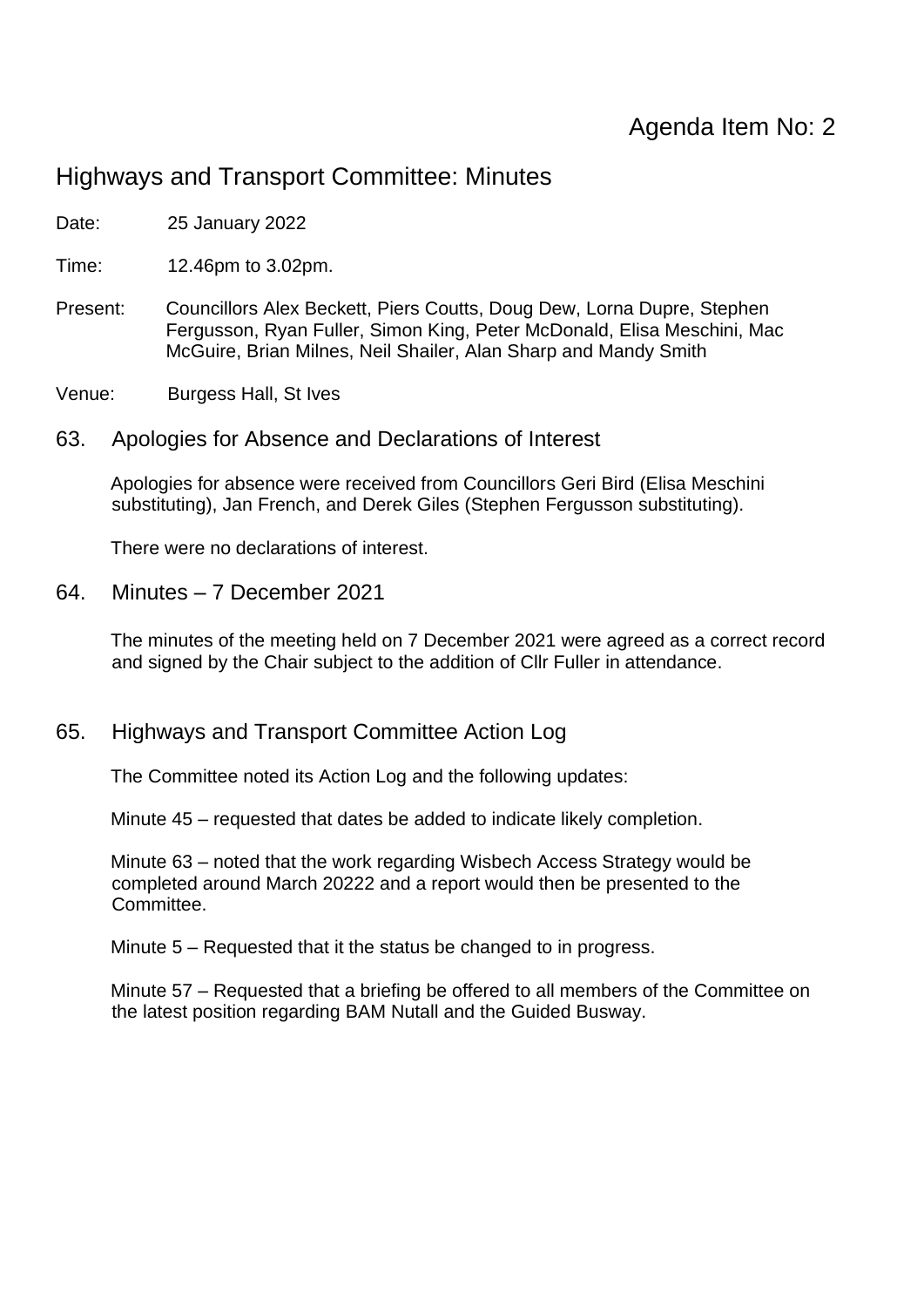Agenda Item No: 2

# Highways and Transport Committee: Minutes

Date: 25 January 2022

Time: 12.46pm to 3.02pm.

Present: Councillors Alex Beckett, Piers Coutts, Doug Dew, Lorna Dupre, Stephen Fergusson, Ryan Fuller, Simon King, Peter McDonald, Elisa Meschini, Mac McGuire, Brian Milnes, Neil Shailer, Alan Sharp and Mandy Smith

Venue: Burgess Hall, St Ives

## 63. Apologies for Absence and Declarations of Interest

Apologies for absence were received from Councillors Geri Bird (Elisa Meschini substituting), Jan French, and Derek Giles (Stephen Fergusson substituting).

There were no declarations of interest.

## 64. Minutes – 7 December 2021

The minutes of the meeting held on 7 December 2021 were agreed as a correct record and signed by the Chair subject to the addition of Cllr Fuller in attendance.

## 65. Highways and Transport Committee Action Log

The Committee noted its Action Log and the following updates:

Minute 45 – requested that dates be added to indicate likely completion.

Minute 63 – noted that the work regarding Wisbech Access Strategy would be completed around March 20222 and a report would then be presented to the Committee.

Minute 5 – Requested that it the status be changed to in progress.

Minute 57 – Requested that a briefing be offered to all members of the Committee on the latest position regarding BAM Nutall and the Guided Busway.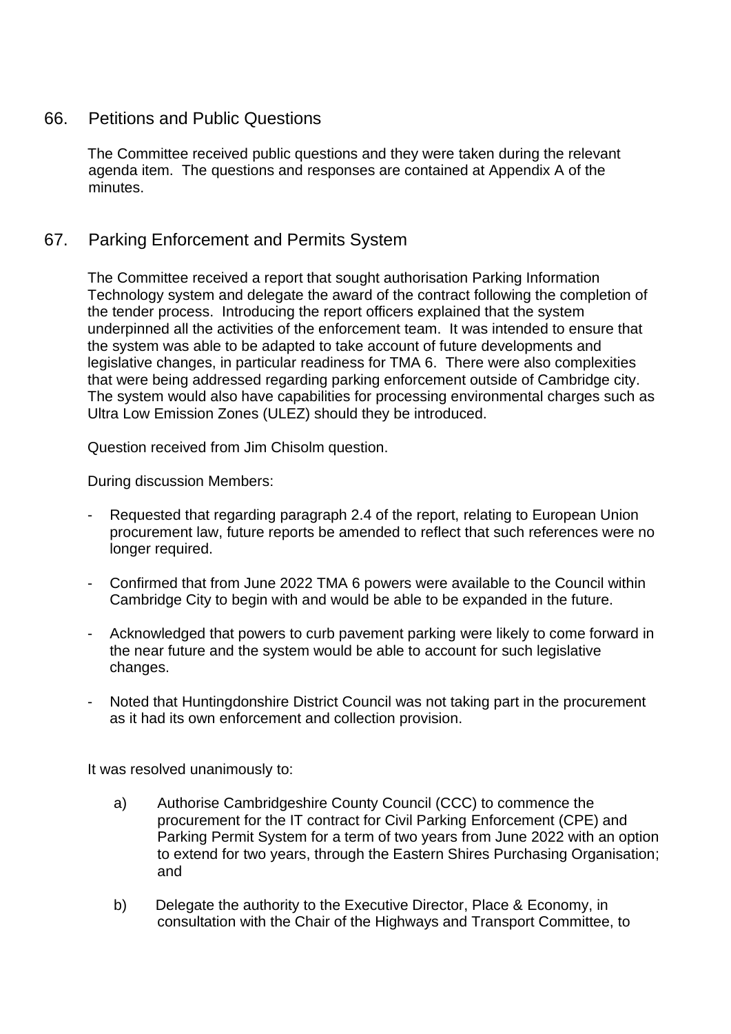## 66. Petitions and Public Questions

The Committee received public questions and they were taken during the relevant agenda item. The questions and responses are contained at Appendix A of the minutes.

## 67. Parking Enforcement and Permits System

The Committee received a report that sought authorisation Parking Information Technology system and delegate the award of the contract following the completion of the tender process. Introducing the report officers explained that the system underpinned all the activities of the enforcement team. It was intended to ensure that the system was able to be adapted to take account of future developments and legislative changes, in particular readiness for TMA 6. There were also complexities that were being addressed regarding parking enforcement outside of Cambridge city. The system would also have capabilities for processing environmental charges such as Ultra Low Emission Zones (ULEZ) should they be introduced.

Question received from Jim Chisolm question.

During discussion Members:

- Requested that regarding paragraph 2.4 of the report, relating to European Union procurement law, future reports be amended to reflect that such references were no longer required.
- Confirmed that from June 2022 TMA 6 powers were available to the Council within Cambridge City to begin with and would be able to be expanded in the future.
- Acknowledged that powers to curb pavement parking were likely to come forward in the near future and the system would be able to account for such legislative changes.
- Noted that Huntingdonshire District Council was not taking part in the procurement as it had its own enforcement and collection provision.

It was resolved unanimously to:

a) Authorise Cambridgeshire County Council (CCC) to commence the procurement for the IT contract for Civil Parking Enforcement (CPE) and Parking Permit System for a term of two years from June 2022 with an option to extend for two years, through the Eastern Shires Purchasing Organisation; and

b) Delegate the authority to the Executive Director, Place & Economy, in consultation with the Chair of the Highways and Transport Committee, to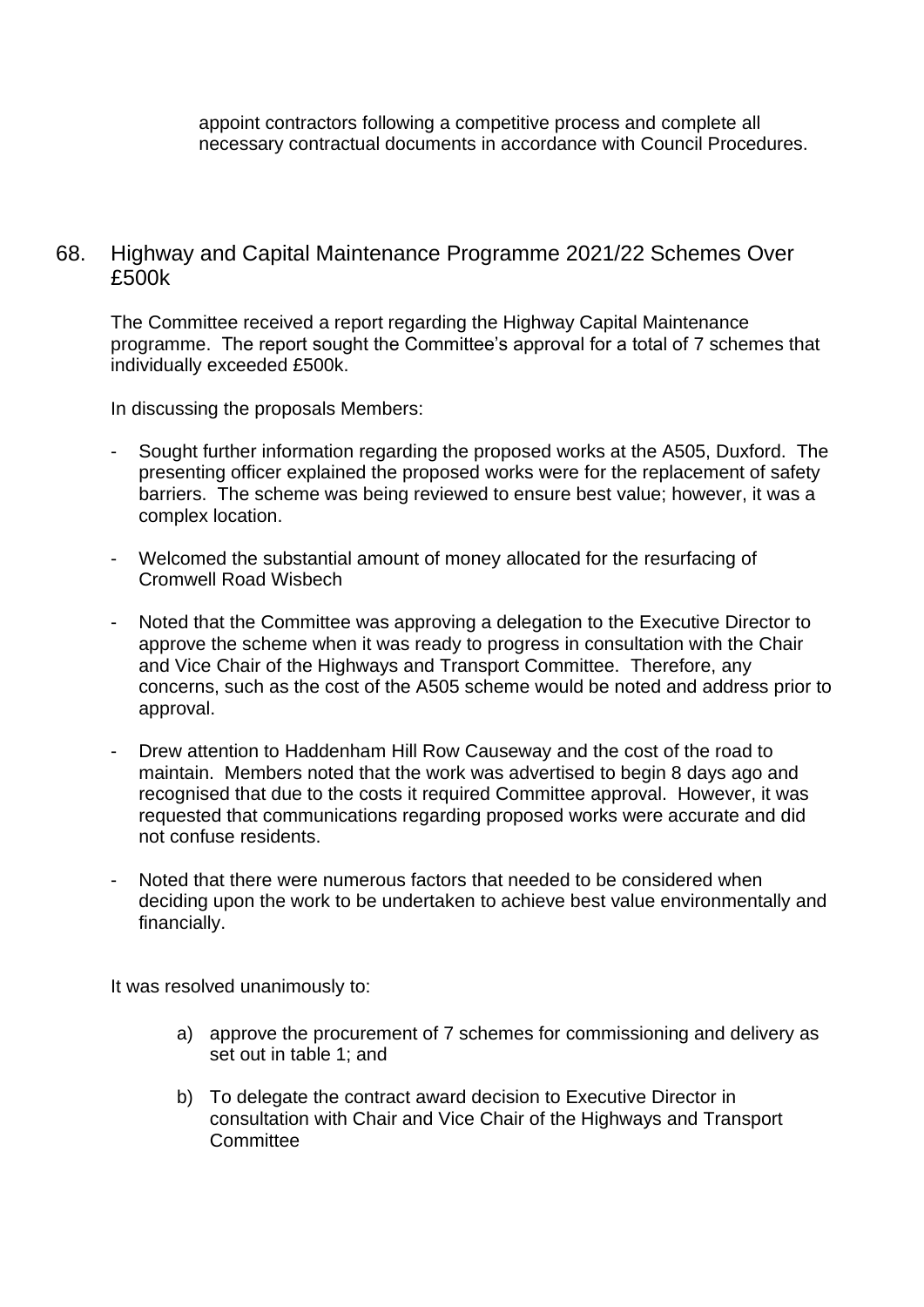appoint contractors following a competitive process and complete all necessary contractual documents in accordance with Council Procedures.

## 68. Highway and Capital Maintenance Programme 2021/22 Schemes Over £500k

The Committee received a report regarding the Highway Capital Maintenance programme. The report sought the Committee's approval for a total of 7 schemes that individually exceeded £500k.

In discussing the proposals Members:

- Sought further information regarding the proposed works at the A505, Duxford. The presenting officer explained the proposed works were for the replacement of safety barriers. The scheme was being reviewed to ensure best value; however, it was a complex location.

- Welcomed the substantial amount of money allocated for the resurfacing of Cromwell Road Wisbech

- Noted that the Committee was approving a delegation to the Executive Director to approve the scheme when it was ready to progress in consultation with the Chair and Vice Chair of the Highways and Transport Committee. Therefore, any concerns, such as the cost of the A505 scheme would be noted and address prior to approval.

- Drew attention to Haddenham Hill Row Causeway and the cost of the road to maintain. Members noted that the work was advertised to begin 8 days ago and recognised that due to the costs it required Committee approval. However, it was requested that communications regarding proposed works were accurate and did not confuse residents.

- Noted that there were numerous factors that needed to be considered when deciding upon the work to be undertaken to achieve best value environmentally and financially.

It was resolved unanimously to:

a) approve the procurement of 7 schemes for commissioning and delivery as set out in table 1; and

b) To delegate the contract award decision to Executive Director in consultation with Chair and Vice Chair of the Highways and Transport Committee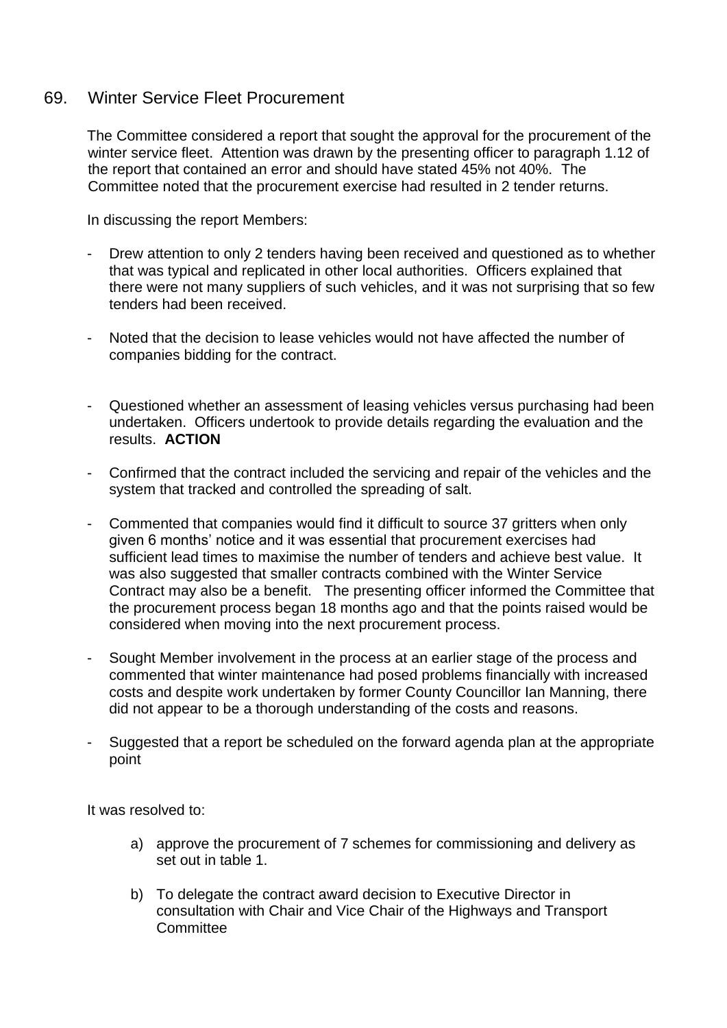## 69. Winter Service Fleet Procurement

The Committee considered a report that sought the approval for the procurement of the winter service fleet. Attention was drawn by the presenting officer to paragraph 1.12 of the report that contained an error and should have stated 45% not 40%. The Committee noted that the procurement exercise had resulted in 2 tender returns.

In discussing the report Members:

- Drew attention to only 2 tenders having been received and questioned as to whether that was typical and replicated in other local authorities. Officers explained that there were not many suppliers of such vehicles, and it was not surprising that so few tenders had been received.

- Noted that the decision to lease vehicles would not have affected the number of companies bidding for the contract.

- Questioned whether an assessment of leasing vehicles versus purchasing had been undertaken. Officers undertook to provide details regarding the evaluation and the results. **ACTION**

- Confirmed that the contract included the servicing and repair of the vehicles and the system that tracked and controlled the spreading of salt.

- Commented that companies would find it difficult to source 37 gritters when only given 6 months' notice and it was essential that procurement exercises had sufficient lead times to maximise the number of tenders and achieve best value. It was also suggested that smaller contracts combined with the Winter Service Contract may also be a benefit. The presenting officer informed the Committee that the procurement process began 18 months ago and that the points raised would be considered when moving into the next procurement process.

- Sought Member involvement in the process at an earlier stage of the process and commented that winter maintenance had posed problems financially with increased costs and despite work undertaken by former County Councillor Ian Manning, there did not appear to be a thorough understanding of the costs and reasons.

- Suggested that a report be scheduled on the forward agenda plan at the appropriate point

It was resolved to:

a) approve the procurement of 7 schemes for commissioning and delivery as set out in table 1.

b) To delegate the contract award decision to Executive Director in consultation with Chair and Vice Chair of the Highways and Transport Committee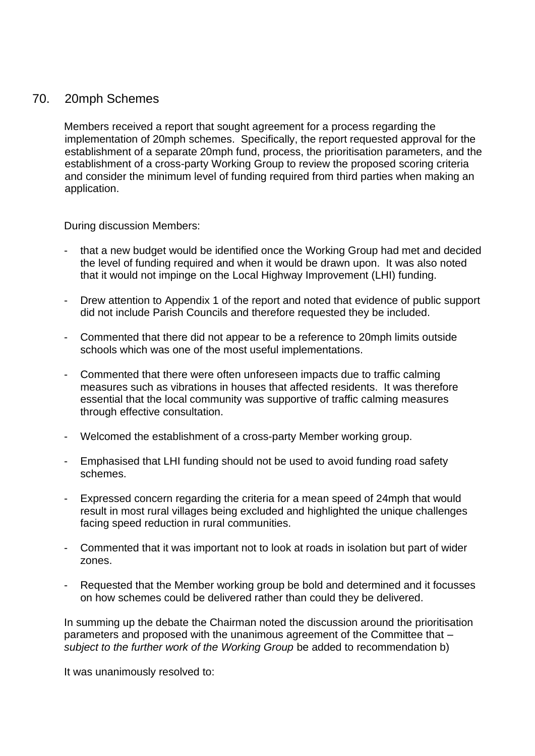## 70. 20mph Schemes

Members received a report that sought agreement for a process regarding the implementation of 20mph schemes. Specifically, the report requested approval for the establishment of a separate 20mph fund, process, the prioritisation parameters, and the establishment of a cross-party Working Group to review the proposed scoring criteria and consider the minimum level of funding required from third parties when making an application.

During discussion Members:

- that a new budget would be identified once the Working Group had met and decided the level of funding required and when it would be drawn upon. It was also noted that it would not impinge on the Local Highway Improvement (LHI) funding.
- Drew attention to Appendix 1 of the report and noted that evidence of public support did not include Parish Councils and therefore requested they be included.
- Commented that there did not appear to be a reference to 20mph limits outside schools which was one of the most useful implementations.
- Commented that there were often unforeseen impacts due to traffic calming measures such as vibrations in houses that affected residents. It was therefore essential that the local community was supportive of traffic calming measures through effective consultation.
- Welcomed the establishment of a cross-party Member working group.
- Emphasised that LHI funding should not be used to avoid funding road safety schemes.
- Expressed concern regarding the criteria for a mean speed of 24mph that would result in most rural villages being excluded and highlighted the unique challenges facing speed reduction in rural communities.
- Commented that it was important not to look at roads in isolation but part of wider zones.
- Requested that the Member working group be bold and determined and it focusses on how schemes could be delivered rather than could they be delivered.

In summing up the debate the Chairman noted the discussion around the prioritisation parameters and proposed with the unanimous agreement of the Committee that – *subject to the further work of the Working Group* be added to recommendation b)

It was unanimously resolved to: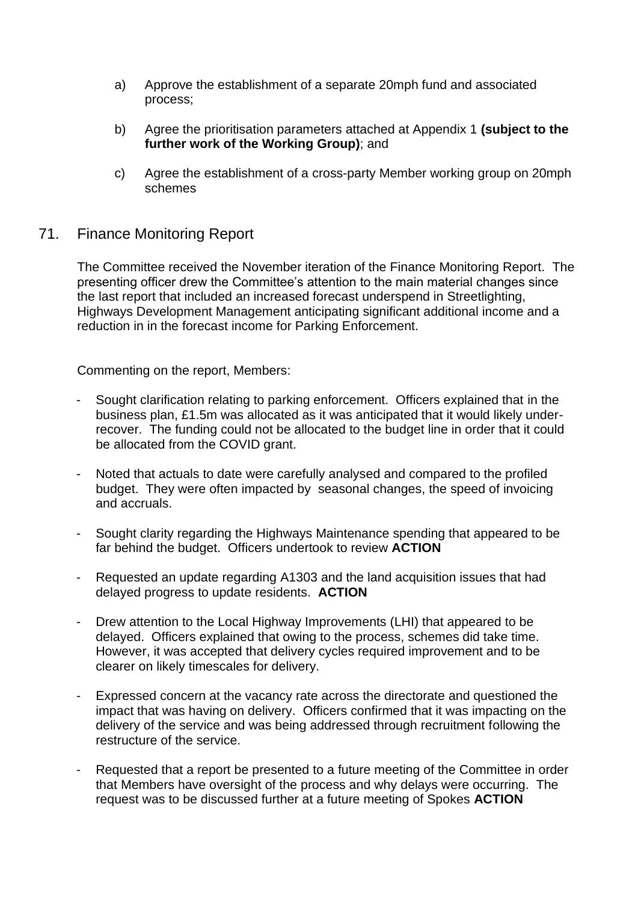a) Approve the establishment of a separate 20mph fund and associated process;

b) Agree the prioritisation parameters attached at Appendix 1 **(subject to the further work of the Working Group)**; and

c) Agree the establishment of a cross-party Member working group on 20mph schemes

## 71. Finance Monitoring Report

The Committee received the November iteration of the Finance Monitoring Report. The presenting officer drew the Committee's attention to the main material changes since the last report that included an increased forecast underspend in Streetlighting, Highways Development Management anticipating significant additional income and a reduction in in the forecast income for Parking Enforcement.

Commenting on the report, Members:

- Sought clarification relating to parking enforcement. Officers explained that in the business plan, £1.5m was allocated as it was anticipated that it would likely under-recover. The funding could not be allocated to the budget line in order that it could be allocated from the COVID grant.

- Noted that actuals to date were carefully analysed and compared to the profiled budget. They were often impacted by seasonal changes, the speed of invoicing and accruals.

- Sought clarity regarding the Highways Maintenance spending that appeared to be far behind the budget. Officers undertook to review **ACTION**

- Requested an update regarding A1303 and the land acquisition issues that had delayed progress to update residents. **ACTION**

- Drew attention to the Local Highway Improvements (LHI) that appeared to be delayed. Officers explained that owing to the process, schemes did take time. However, it was accepted that delivery cycles required improvement and to be clearer on likely timescales for delivery.

- Expressed concern at the vacancy rate across the directorate and questioned the impact that was having on delivery. Officers confirmed that it was impacting on the delivery of the service and was being addressed through recruitment following the restructure of the service.

- Requested that a report be presented to a future meeting of the Committee in order that Members have oversight of the process and why delays were occurring. The request was to be discussed further at a future meeting of Spokes **ACTION**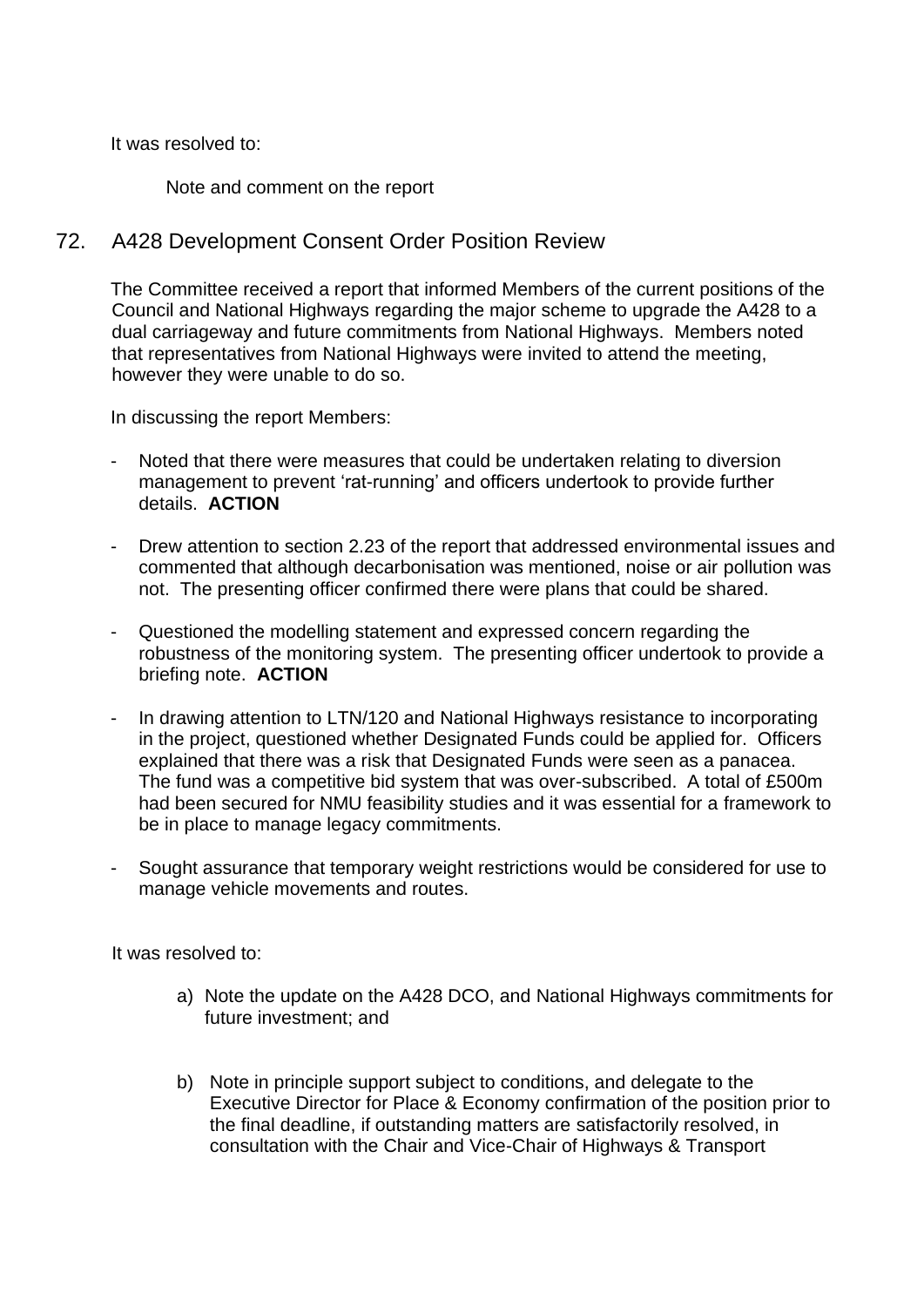It was resolved to:

Note and comment on the report

## 72. A428 Development Consent Order Position Review

The Committee received a report that informed Members of the current positions of the Council and National Highways regarding the major scheme to upgrade the A428 to a dual carriageway and future commitments from National Highways. Members noted that representatives from National Highways were invited to attend the meeting, however they were unable to do so.

In discussing the report Members:

- Noted that there were measures that could be undertaken relating to diversion management to prevent 'rat-running' and officers undertook to provide further details. **ACTION**

- Drew attention to section 2.23 of the report that addressed environmental issues and commented that although decarbonisation was mentioned, noise or air pollution was not. The presenting officer confirmed there were plans that could be shared.

- Questioned the modelling statement and expressed concern regarding the robustness of the monitoring system. The presenting officer undertook to provide a briefing note. **ACTION**

- In drawing attention to LTN/120 and National Highways resistance to incorporating in the project, questioned whether Designated Funds could be applied for. Officers explained that there was a risk that Designated Funds were seen as a panacea. The fund was a competitive bid system that was over-subscribed. A total of £500m had been secured for NMU feasibility studies and it was essential for a framework to be in place to manage legacy commitments.

- Sought assurance that temporary weight restrictions would be considered for use to manage vehicle movements and routes.

It was resolved to:

a) Note the update on the A428 DCO, and National Highways commitments for future investment; and

b) Note in principle support subject to conditions, and delegate to the Executive Director for Place & Economy confirmation of the position prior to the final deadline, if outstanding matters are satisfactorily resolved, in consultation with the Chair and Vice-Chair of Highways & Transport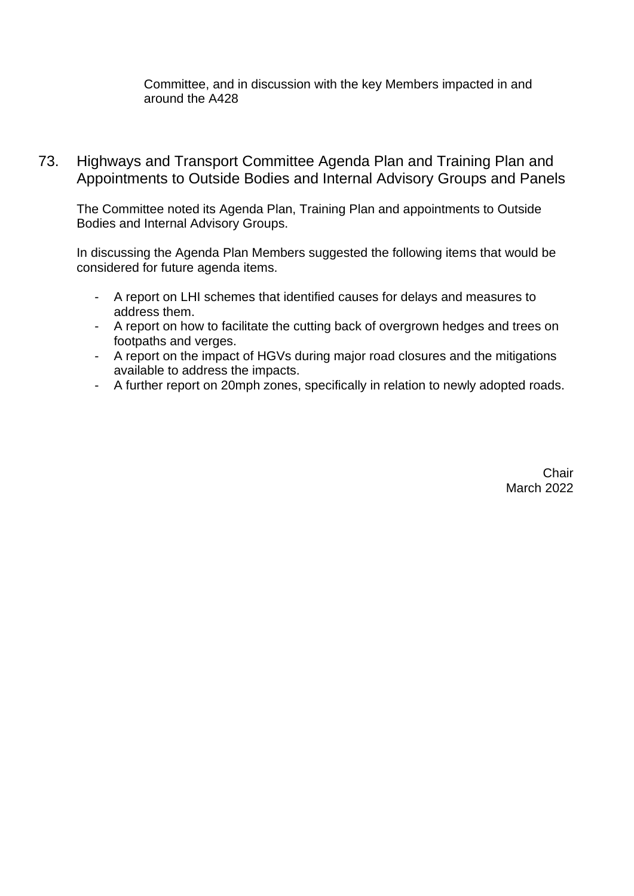Committee, and in discussion with the key Members impacted in and around the A428

## 73. Highways and Transport Committee Agenda Plan and Training Plan and Appointments to Outside Bodies and Internal Advisory Groups and Panels

The Committee noted its Agenda Plan, Training Plan and appointments to Outside Bodies and Internal Advisory Groups.

In discussing the Agenda Plan Members suggested the following items that would be considered for future agenda items.

- A report on LHI schemes that identified causes for delays and measures to address them.
- A report on how to facilitate the cutting back of overgrown hedges and trees on footpaths and verges.
- A report on the impact of HGVs during major road closures and the mitigations available to address the impacts.
- A further report on 20mph zones, specifically in relation to newly adopted roads.

Chair
March 2022